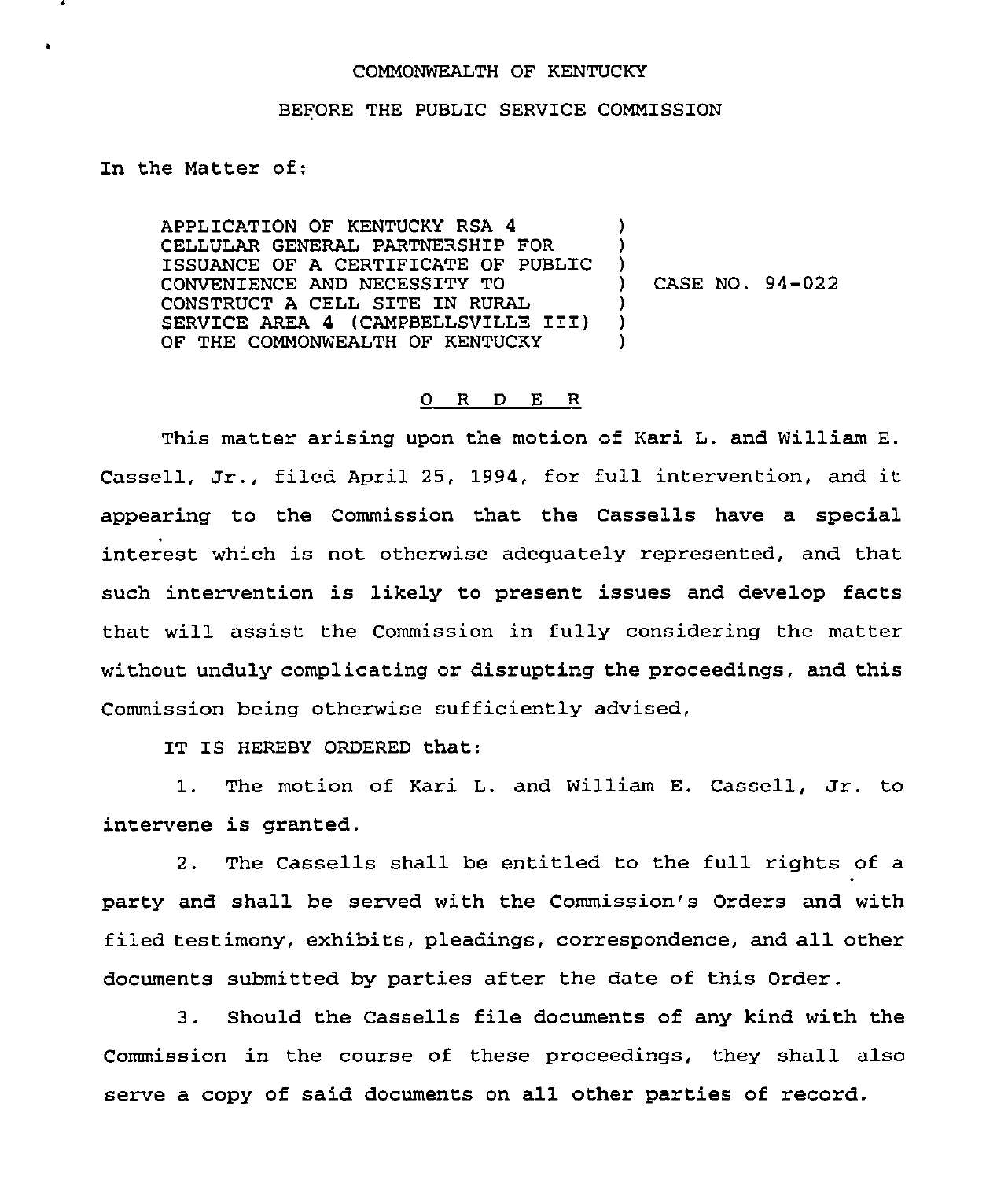COMMONWEALTH OF KENTUCKY

BEFORE THE PUBLIC SERVICE COMMISSION

In the Matter of:

APPLICATION OF KENTUCKY RSA 4 CELLULAR GENERAL PARTNERSHIP FOR ISSUANCE OF A CERTIFICATE OF PUBLIC CONVENIENCE AND NECESSITY TO CONSTRUCT A CELL SITE IN RURAL SERVICE AREA 4 (CAMPBELLSVILLE III) OF THE COMMONWEALTH OF KENTUCKY

) CASE NO. 94-022

# O R D E R

This matter arising upon the motion of Kari L. and William E. Cassell, Jr., filed April 25, 1994, for full intervention, and it appearing to the Commission that the Cassells have a special interest which is not otherwise adequately represented, and that such intervention is likely to present issues and develop facts that will assist the Commission in fully considering the matter without unduly complicating or disrupting the proceedings, and this Commission being otherwise sufficiently advised,

IT IS HEREBY ORDERED that:

1. The motion of Kari L. and William E. Cassell, Jr. to intervene is granted.

2. The Cassells shall be entitled to the full rights of a party and shall be served with the Commission's Orders and with filed testimony, exhibits, pleadings, correspondence, and all other documents submitted by parties after the date of this Order.

3. Should the Cassells file documents of any kind with the Commission in the course of these proceedings, they shall also serve a copy of said documents on all other parties of record.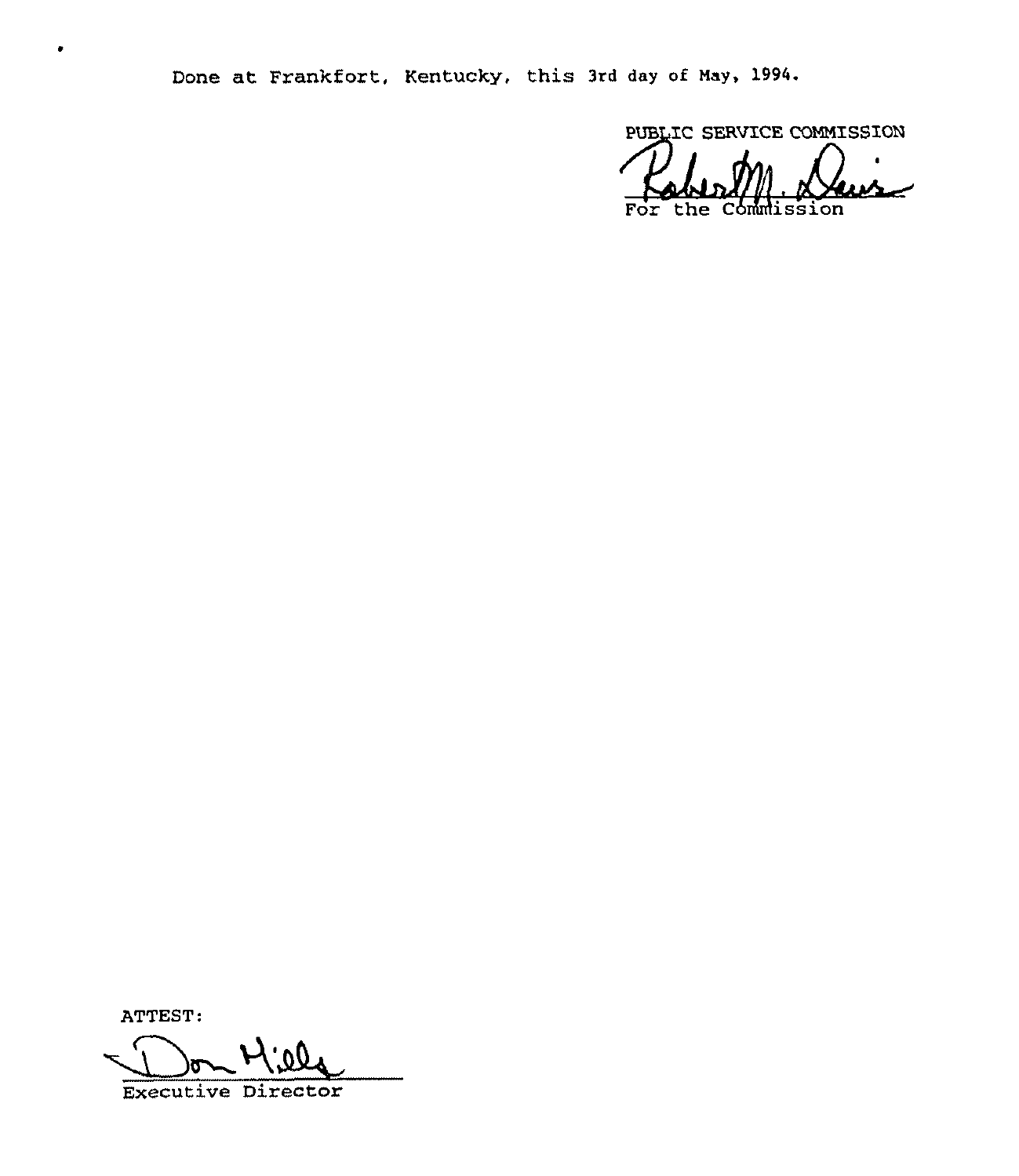Done at Frankfort, Kentucky, this 3rd day of May, 1994.

PUBLIC SERVICE COMMISSION

For the Commission

ATTEST:

Executive Director